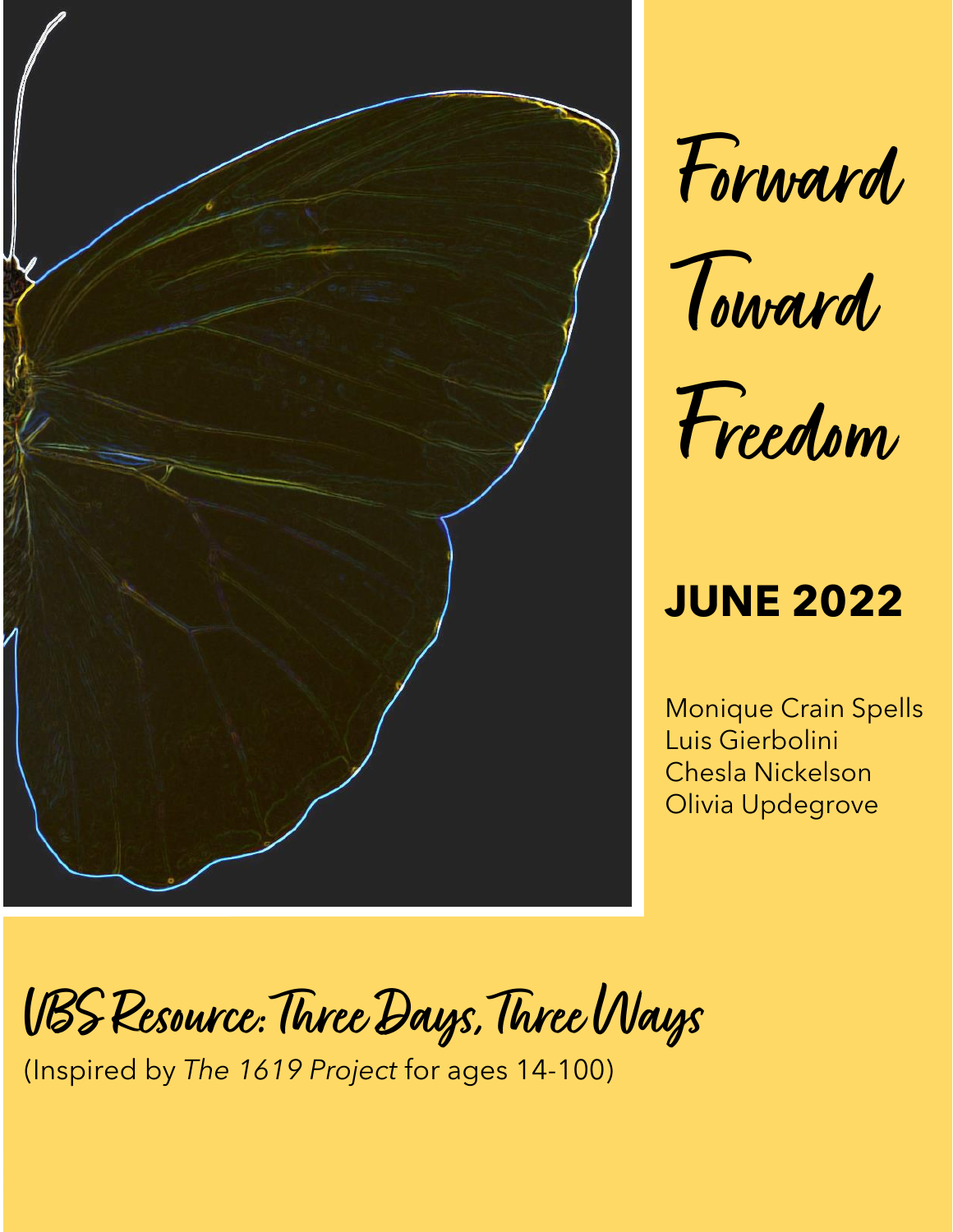# Forward Toward Freedom

**JUNE 2022**

Monique Crain Spells
Luis Gierbolini
Chesla Nickelson
Olivia Updegrove

## VBS Resource: Three Days, Three Ways

(Inspired by *The 1619 Project* for ages 14-100)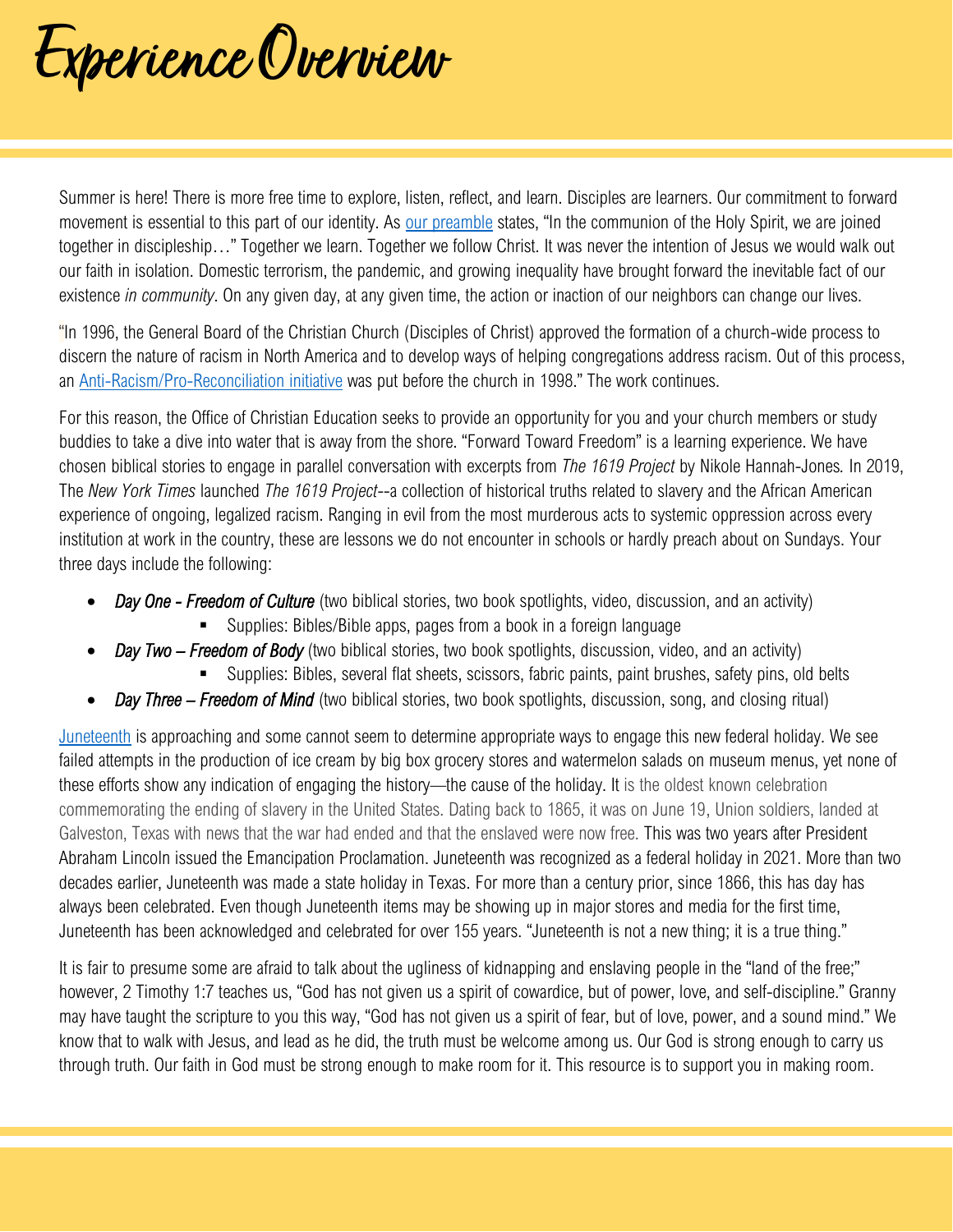# Experience Overview

Summer is here! There is more free time to explore, listen, reflect, and learn. Disciples are learners. Our commitment to forward movement is essential to this part of our identity. As our preamble states, "In the communion of the Holy Spirit, we are joined together in discipleship…" Together we learn. Together we follow Christ. It was never the intention of Jesus we would walk out our faith in isolation. Domestic terrorism, the pandemic, and growing inequality have brought forward the inevitable fact of our existence *in community*. On any given day, at any given time, the action or inaction of our neighbors can change our lives.

"In 1996, the General Board of the Christian Church (Disciples of Christ) approved the formation of a church-wide process to discern the nature of racism in North America and to develop ways of helping congregations address racism. Out of this process, an Anti-Racism/Pro-Reconciliation initiative was put before the church in 1998." The work continues.

For this reason, the Office of Christian Education seeks to provide an opportunity for you and your church members or study buddies to take a dive into water that is away from the shore. "Forward Toward Freedom" is a learning experience. We have chosen biblical stories to engage in parallel conversation with excerpts from *The 1619 Project* by Nikole Hannah-Jones. In 2019, The *New York Times* launched *The 1619 Project*--a collection of historical truths related to slavery and the African American experience of ongoing, legalized racism. Ranging in evil from the most murderous acts to systemic oppression across every institution at work in the country, these are lessons we do not encounter in schools or hardly preach about on Sundays. Your three days include the following:

- ***Day One - Freedom of Culture*** (two biblical stories, two book spotlights, video, discussion, and an activity)
  - Supplies: Bibles/Bible apps, pages from a book in a foreign language
- ***Day Two – Freedom of Body*** (two biblical stories, two book spotlights, discussion, video, and an activity)
  - Supplies: Bibles, several flat sheets, scissors, fabric paints, paint brushes, safety pins, old belts
- ***Day Three – Freedom of Mind*** (two biblical stories, two book spotlights, discussion, song, and closing ritual)

Juneteenth is approaching and some cannot seem to determine appropriate ways to engage this new federal holiday. We see failed attempts in the production of ice cream by big box grocery stores and watermelon salads on museum menus, yet none of these efforts show any indication of engaging the history—the cause of the holiday. It is the oldest known celebration commemorating the ending of slavery in the United States. Dating back to 1865, it was on June 19, Union soldiers, landed at Galveston, Texas with news that the war had ended and that the enslaved were now free. This was two years after President Abraham Lincoln issued the Emancipation Proclamation. Juneteenth was recognized as a federal holiday in 2021. More than two decades earlier, Juneteenth was made a state holiday in Texas. For more than a century prior, since 1866, this has day has always been celebrated. Even though Juneteenth items may be showing up in major stores and media for the first time, Juneteenth has been acknowledged and celebrated for over 155 years. "Juneteenth is not a new thing; it is a true thing."

It is fair to presume some are afraid to talk about the ugliness of kidnapping and enslaving people in the "land of the free;" however, 2 Timothy 1:7 teaches us, "God has not given us a spirit of cowardice, but of power, love, and self-discipline." Granny may have taught the scripture to you this way, "God has not given us a spirit of fear, but of love, power, and a sound mind." We know that to walk with Jesus, and lead as he did, the truth must be welcome among us. Our God is strong enough to carry us through truth. Our faith in God must be strong enough to make room for it. This resource is to support you in making room.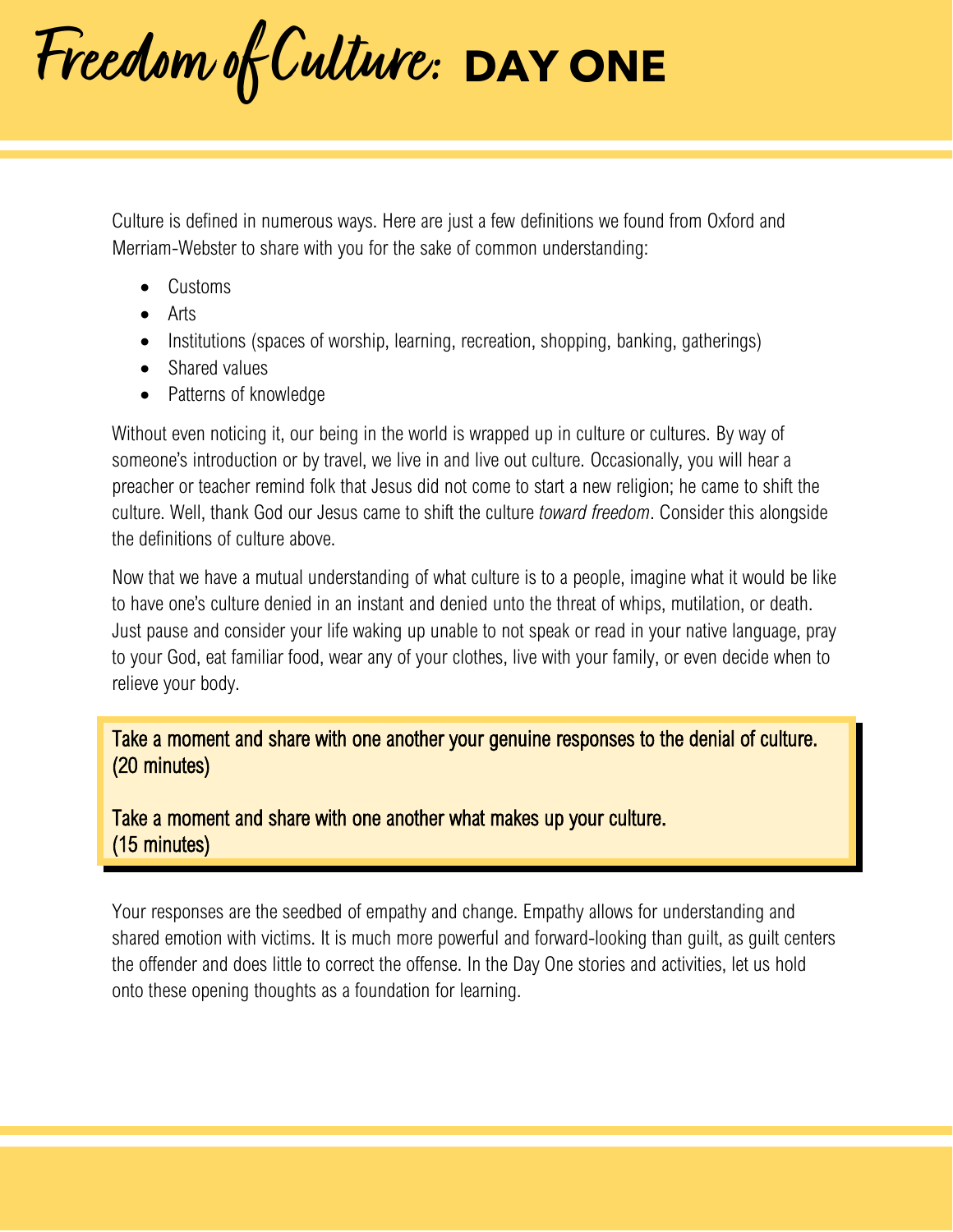# Freedom of Culture: DAY ONE

Culture is defined in numerous ways. Here are just a few definitions we found from Oxford and Merriam-Webster to share with you for the sake of common understanding:

- Customs
- Arts
- Institutions (spaces of worship, learning, recreation, shopping, banking, gatherings)
- Shared values
- Patterns of knowledge

Without even noticing it, our being in the world is wrapped up in culture or cultures. By way of someone's introduction or by travel, we live in and live out culture. Occasionally, you will hear a preacher or teacher remind folk that Jesus did not come to start a new religion; he came to shift the culture. Well, thank God our Jesus came to shift the culture *toward freedom*. Consider this alongside the definitions of culture above.

Now that we have a mutual understanding of what culture is to a people, imagine what it would be like to have one's culture denied in an instant and denied unto the threat of whips, mutilation, or death. Just pause and consider your life waking up unable to not speak or read in your native language, pray to your God, eat familiar food, wear any of your clothes, live with your family, or even decide when to relieve your body.

> Take a moment and share with one another your genuine responses to the denial of culture. (20 minutes)
>
> Take a moment and share with one another what makes up your culture. (15 minutes)

Your responses are the seedbed of empathy and change. Empathy allows for understanding and shared emotion with victims. It is much more powerful and forward-looking than guilt, as guilt centers the offender and does little to correct the offense. In the Day One stories and activities, let us hold onto these opening thoughts as a foundation for learning.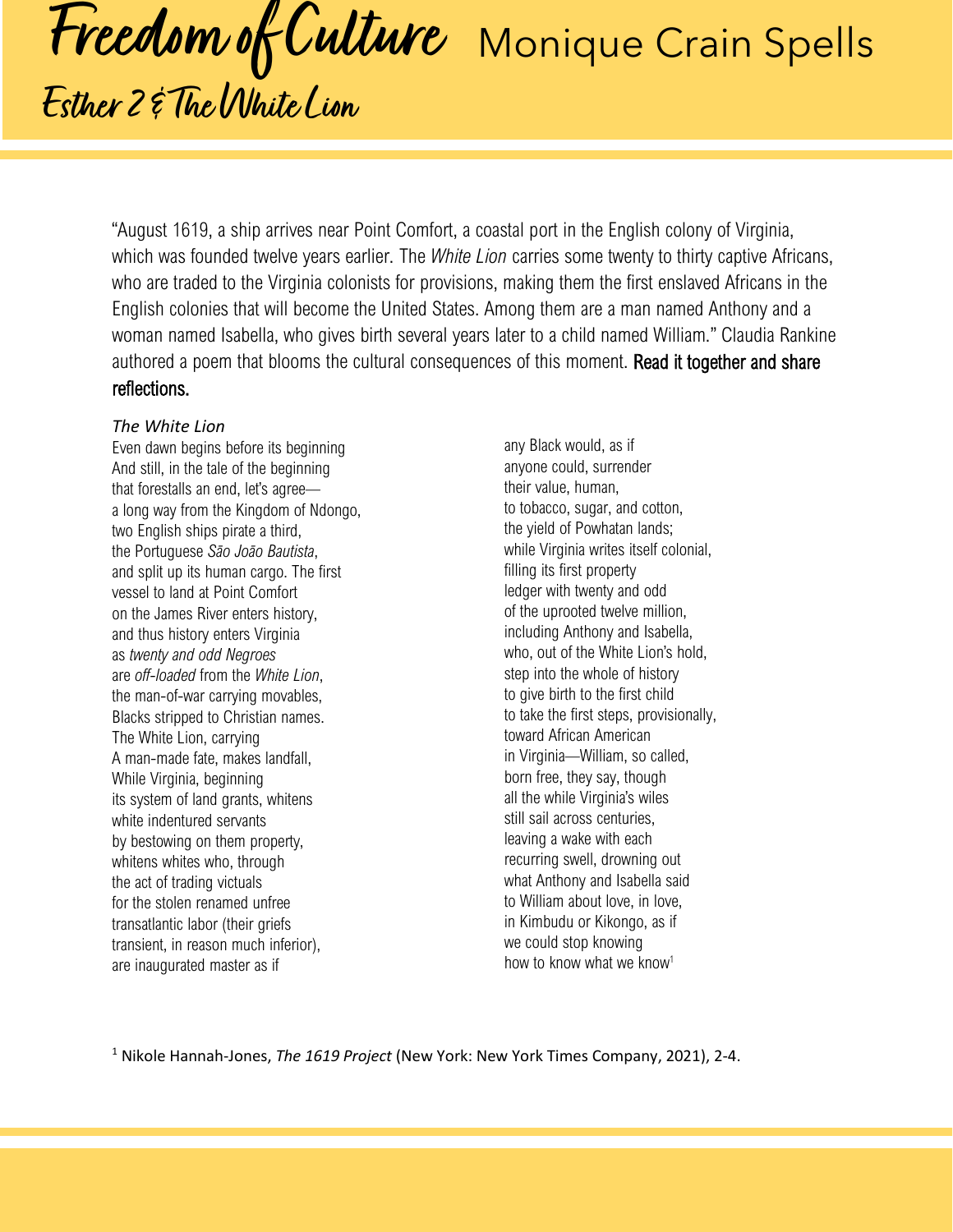# Freedom of Culture Monique Crain Spells

## Esther 2 & The White Lion

"August 1619, a ship arrives near Point Comfort, a coastal port in the English colony of Virginia, which was founded twelve years earlier. The *White Lion* carries some twenty to thirty captive Africans, who are traded to the Virginia colonists for provisions, making them the first enslaved Africans in the English colonies that will become the United States. Among them are a man named Anthony and a woman named Isabella, who gives birth several years later to a child named William." Claudia Rankine authored a poem that blooms the cultural consequences of this moment. **Read it together and share reflections.**

*The White Lion*

Even dawn begins before its beginning
And still, in the tale of the beginning
that forestalls an end, let's agree—
a long way from the Kingdom of Ndongo,
two English ships pirate a third,
the Portuguese *São João Bautista*,
and split up its human cargo. The first
vessel to land at Point Comfort
on the James River enters history,
and thus history enters Virginia
as *twenty and odd Negroes*
are *off-loaded* from the *White Lion*,
the man-of-war carrying movables,
Blacks stripped to Christian names.
The White Lion, carrying
A man-made fate, makes landfall,
While Virginia, beginning
its system of land grants, whitens
white indentured servants
by bestowing on them property,
whitens whites who, through
the act of trading victuals
for the stolen renamed unfree
transatlantic labor (their griefs
transient, in reason much inferior),
are inaugurated master as if
any Black would, as if
anyone could, surrender
their value, human,
to tobacco, sugar, and cotton,
the yield of Powhatan lands;
while Virginia writes itself colonial,
filling its first property
ledger with twenty and odd
of the uprooted twelve million,
including Anthony and Isabella,
who, out of the White Lion's hold,
step into the whole of history
to give birth to the first child
to take the first steps, provisionally,
toward African American
in Virginia—William, so called,
born free, they say, though
all the while Virginia's wiles
still sail across centuries,
leaving a wake with each
recurring swell, drowning out
what Anthony and Isabella said
to William about love, in love,
in Kimbudu or Kikongo, as if
we could stop knowing
how to know what we know[1]

[1] Nikole Hannah-Jones, *The 1619 Project* (New York: New York Times Company, 2021), 2-4.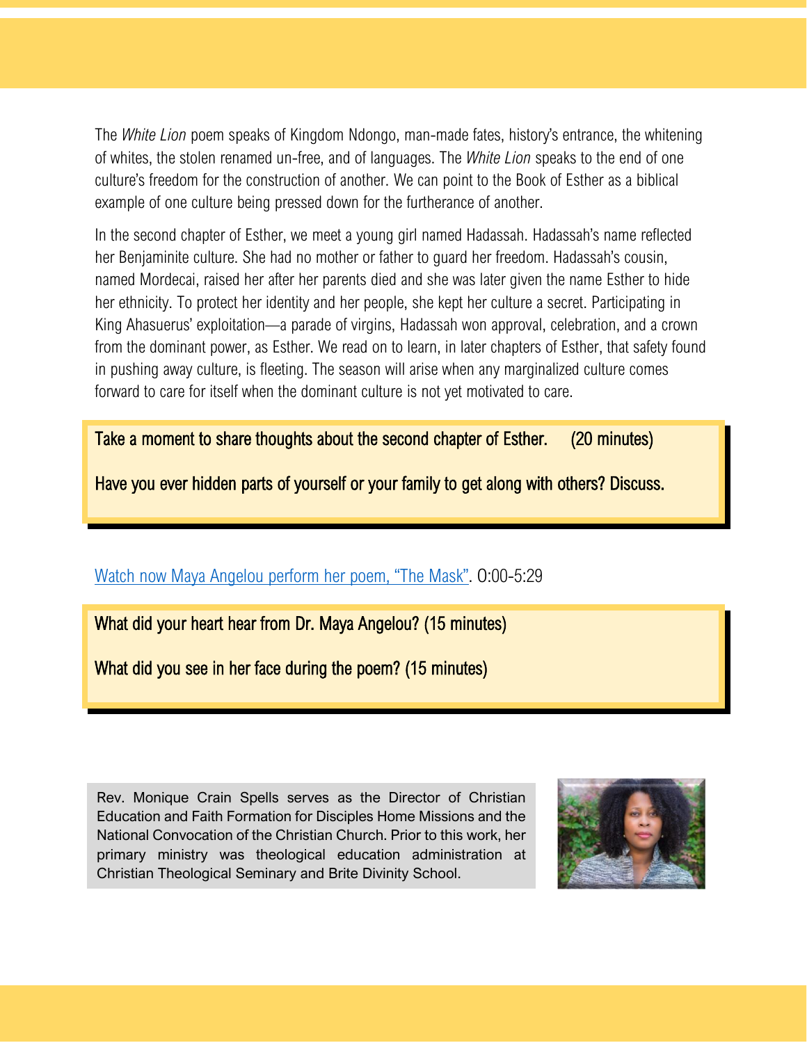The *White Lion* poem speaks of Kingdom Ndongo, man-made fates, history's entrance, the whitening of whites, the stolen renamed un-free, and of languages. The *White Lion* speaks to the end of one culture's freedom for the construction of another. We can point to the Book of Esther as a biblical example of one culture being pressed down for the furtherance of another.

In the second chapter of Esther, we meet a young girl named Hadassah. Hadassah's name reflected her Benjaminite culture. She had no mother or father to guard her freedom. Hadassah's cousin, named Mordecai, raised her after her parents died and she was later given the name Esther to hide her ethnicity. To protect her identity and her people, she kept her culture a secret. Participating in King Ahasuerus' exploitation—a parade of virgins, Hadassah won approval, celebration, and a crown from the dominant power, as Esther. We read on to learn, in later chapters of Esther, that safety found in pushing away culture, is fleeting. The season will arise when any marginalized culture comes forward to care for itself when the dominant culture is not yet motivated to care.

> Take a moment to share thoughts about the second chapter of Esther. (20 minutes)
>
> Have you ever hidden parts of yourself or your family to get along with others? Discuss.

[Watch now Maya Angelou perform her poem, "The Mask"](). 0:00-5:29

> What did your heart hear from Dr. Maya Angelou? (15 minutes)
>
> What did you see in her face during the poem? (15 minutes)

Rev. Monique Crain Spells serves as the Director of Christian Education and Faith Formation for Disciples Home Missions and the National Convocation of the Christian Church. Prior to this work, her primary ministry was theological education administration at Christian Theological Seminary and Brite Divinity School.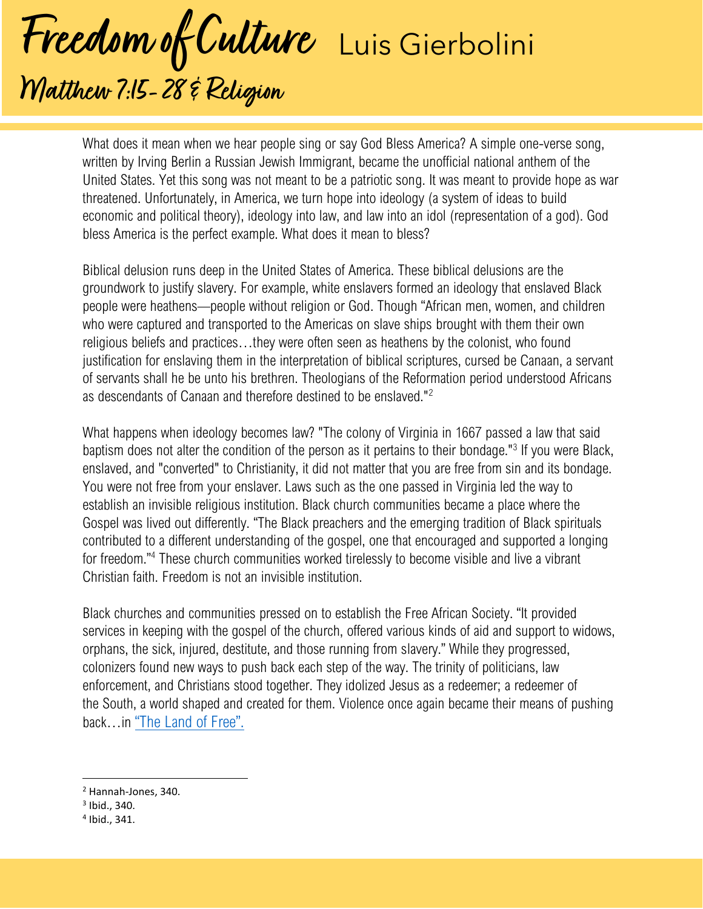# Freedom of Culture Luis Gierbolini

## Matthew 7:15-28 & Religion

What does it mean when we hear people sing or say God Bless America? A simple one-verse song, written by Irving Berlin a Russian Jewish Immigrant, became the unofficial national anthem of the United States. Yet this song was not meant to be a patriotic song. It was meant to provide hope as war threatened. Unfortunately, in America, we turn hope into ideology (a system of ideas to build economic and political theory), ideology into law, and law into an idol (representation of a god). God bless America is the perfect example. What does it mean to bless?

Biblical delusion runs deep in the United States of America. These biblical delusions are the groundwork to justify slavery. For example, white enslavers formed an ideology that enslaved Black people were heathens—people without religion or God. Though "African men, women, and children who were captured and transported to the Americas on slave ships brought with them their own religious beliefs and practices…they were often seen as heathens by the colonist, who found justification for enslaving them in the interpretation of biblical scriptures, cursed be Canaan, a servant of servants shall he be unto his brethren. Theologians of the Reformation period understood Africans as descendants of Canaan and therefore destined to be enslaved."[2]

What happens when ideology becomes law? "The colony of Virginia in 1667 passed a law that said baptism does not alter the condition of the person as it pertains to their bondage."[3] If you were Black, enslaved, and "converted" to Christianity, it did not matter that you are free from sin and its bondage. You were not free from your enslaver. Laws such as the one passed in Virginia led the way to establish an invisible religious institution. Black church communities became a place where the Gospel was lived out differently. "The Black preachers and the emerging tradition of Black spirituals contributed to a different understanding of the gospel, one that encouraged and supported a longing for freedom."[4] These church communities worked tirelessly to become visible and live a vibrant Christian faith. Freedom is not an invisible institution.

Black churches and communities pressed on to establish the Free African Society. "It provided services in keeping with the gospel of the church, offered various kinds of aid and support to widows, orphans, the sick, injured, destitute, and those running from slavery." While they progressed, colonizers found new ways to push back each step of the way. The trinity of politicians, law enforcement, and Christians stood together. They idolized Jesus as a redeemer; a redeemer of the South, a world shaped and created for them. Violence once again became their means of pushing back…in "The Land of Free".

---

[2] Hannah-Jones, 340.

[3] Ibid., 340.

[4] Ibid., 341.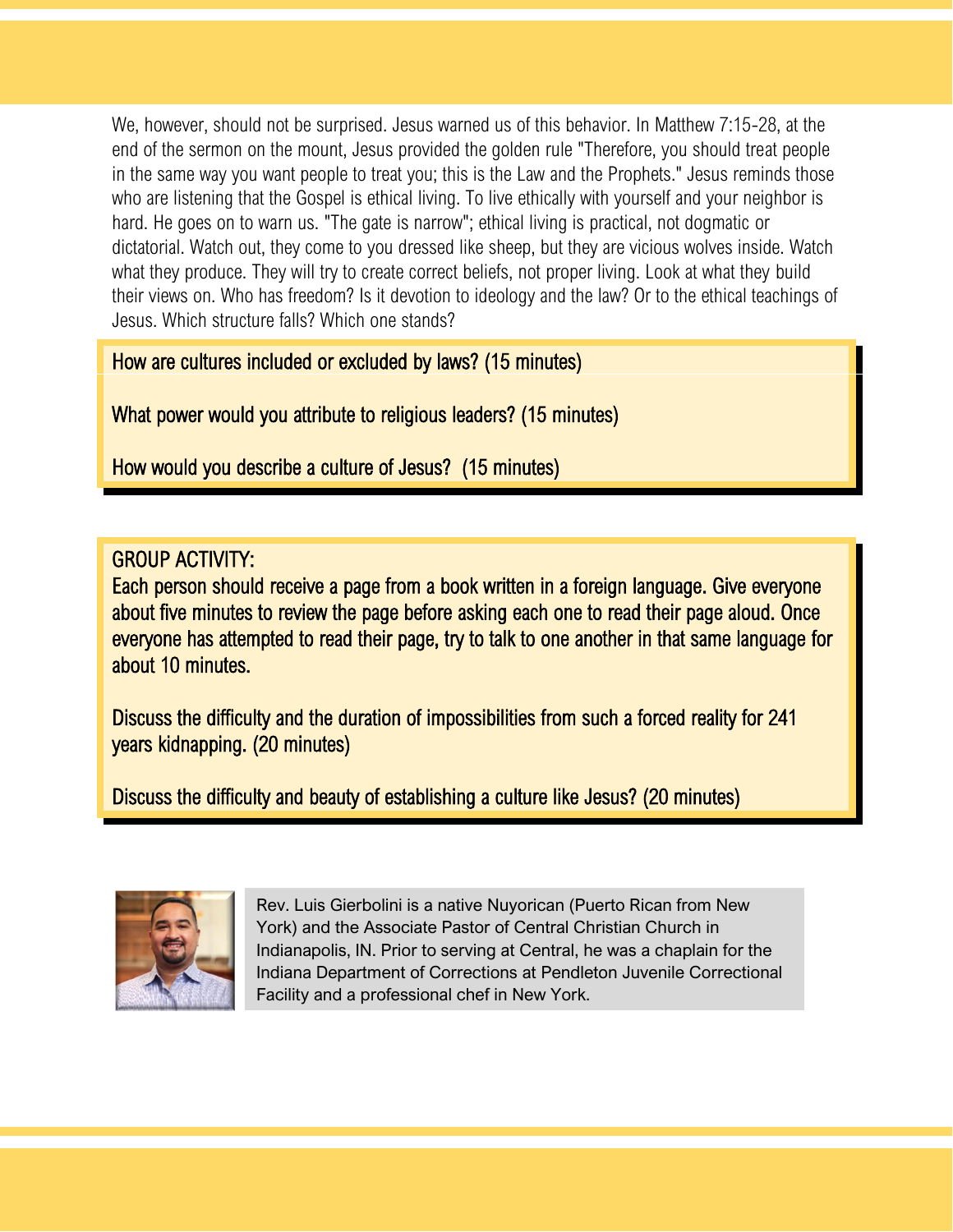We, however, should not be surprised. Jesus warned us of this behavior. In Matthew 7:15-28, at the end of the sermon on the mount, Jesus provided the golden rule "Therefore, you should treat people in the same way you want people to treat you; this is the Law and the Prophets." Jesus reminds those who are listening that the Gospel is ethical living. To live ethically with yourself and your neighbor is hard. He goes on to warn us. "The gate is narrow"; ethical living is practical, not dogmatic or dictatorial. Watch out, they come to you dressed like sheep, but they are vicious wolves inside. Watch what they produce. They will try to create correct beliefs, not proper living. Look at what they build their views on. Who has freedom? Is it devotion to ideology and the law? Or to the ethical teachings of Jesus. Which structure falls? Which one stands?

How are cultures included or excluded by laws? (15 minutes)

What power would you attribute to religious leaders? (15 minutes)

How would you describe a culture of Jesus? (15 minutes)

GROUP ACTIVITY:
Each person should receive a page from a book written in a foreign language. Give everyone about five minutes to review the page before asking each one to read their page aloud. Once everyone has attempted to read their page, try to talk to one another in that same language for about 10 minutes.

Discuss the difficulty and the duration of impossibilities from such a forced reality for 241 years kidnapping. (20 minutes)

Discuss the difficulty and beauty of establishing a culture like Jesus? (20 minutes)

Rev. Luis Gierbolini is a native Nuyorican (Puerto Rican from New York) and the Associate Pastor of Central Christian Church in Indianapolis, IN. Prior to serving at Central, he was a chaplain for the Indiana Department of Corrections at Pendleton Juvenile Correctional Facility and a professional chef in New York.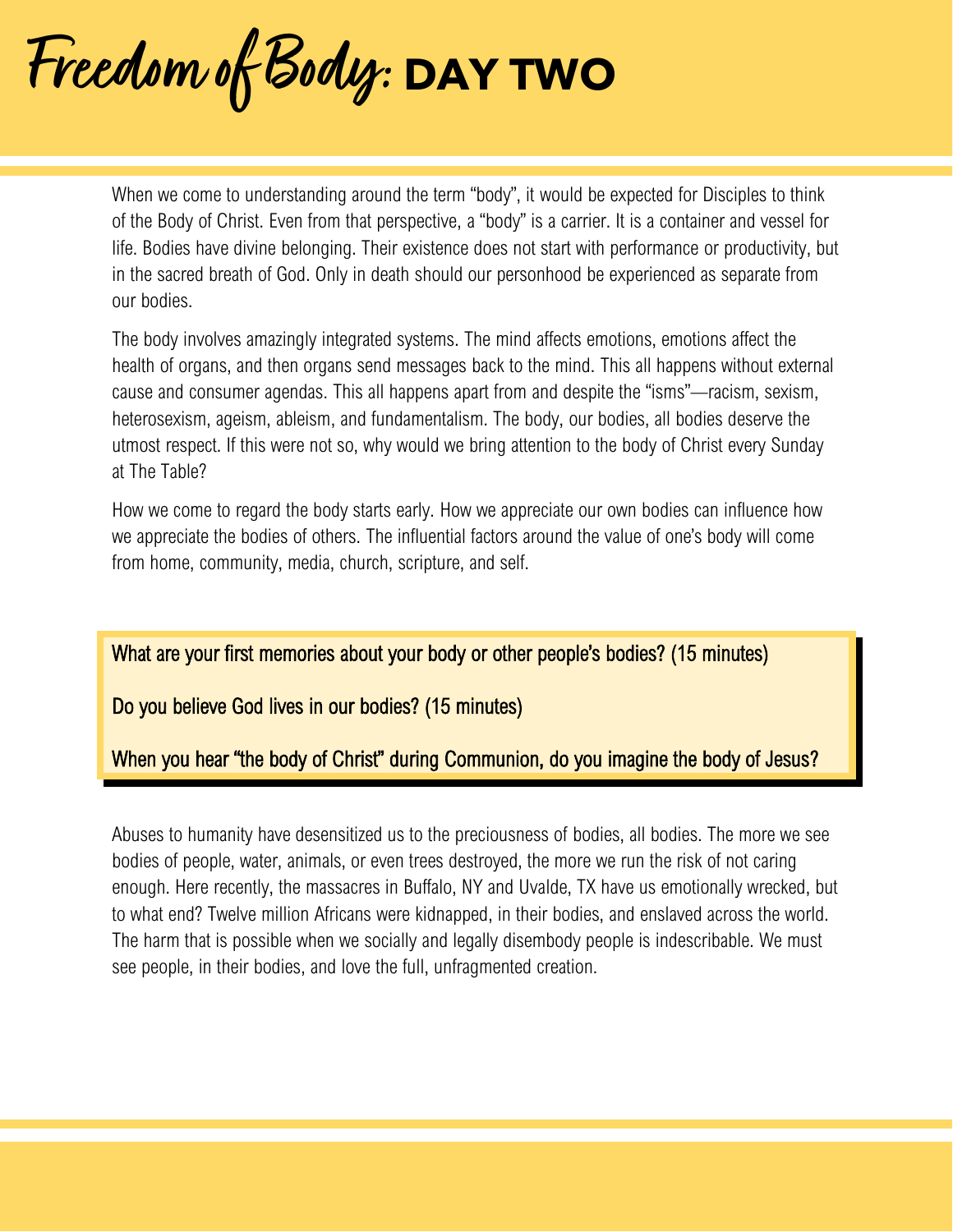# Freedom of Body: DAY TWO

When we come to understanding around the term "body", it would be expected for Disciples to think of the Body of Christ. Even from that perspective, a "body" is a carrier. It is a container and vessel for life. Bodies have divine belonging. Their existence does not start with performance or productivity, but in the sacred breath of God. Only in death should our personhood be experienced as separate from our bodies.

The body involves amazingly integrated systems. The mind affects emotions, emotions affect the health of organs, and then organs send messages back to the mind. This all happens without external cause and consumer agendas. This all happens apart from and despite the "isms"—racism, sexism, heterosexism, ageism, ableism, and fundamentalism. The body, our bodies, all bodies deserve the utmost respect. If this were not so, why would we bring attention to the body of Christ every Sunday at The Table?

How we come to regard the body starts early. How we appreciate our own bodies can influence how we appreciate the bodies of others. The influential factors around the value of one's body will come from home, community, media, church, scripture, and self.

What are your first memories about your body or other people's bodies? (15 minutes)

Do you believe God lives in our bodies? (15 minutes)

When you hear "the body of Christ" during Communion, do you imagine the body of Jesus?

Abuses to humanity have desensitized us to the preciousness of bodies, all bodies. The more we see bodies of people, water, animals, or even trees destroyed, the more we run the risk of not caring enough. Here recently, the massacres in Buffalo, NY and Uvalde, TX have us emotionally wrecked, but to what end? Twelve million Africans were kidnapped, in their bodies, and enslaved across the world. The harm that is possible when we socially and legally disembody people is indescribable. We must see people, in their bodies, and love the full, unfragmented creation.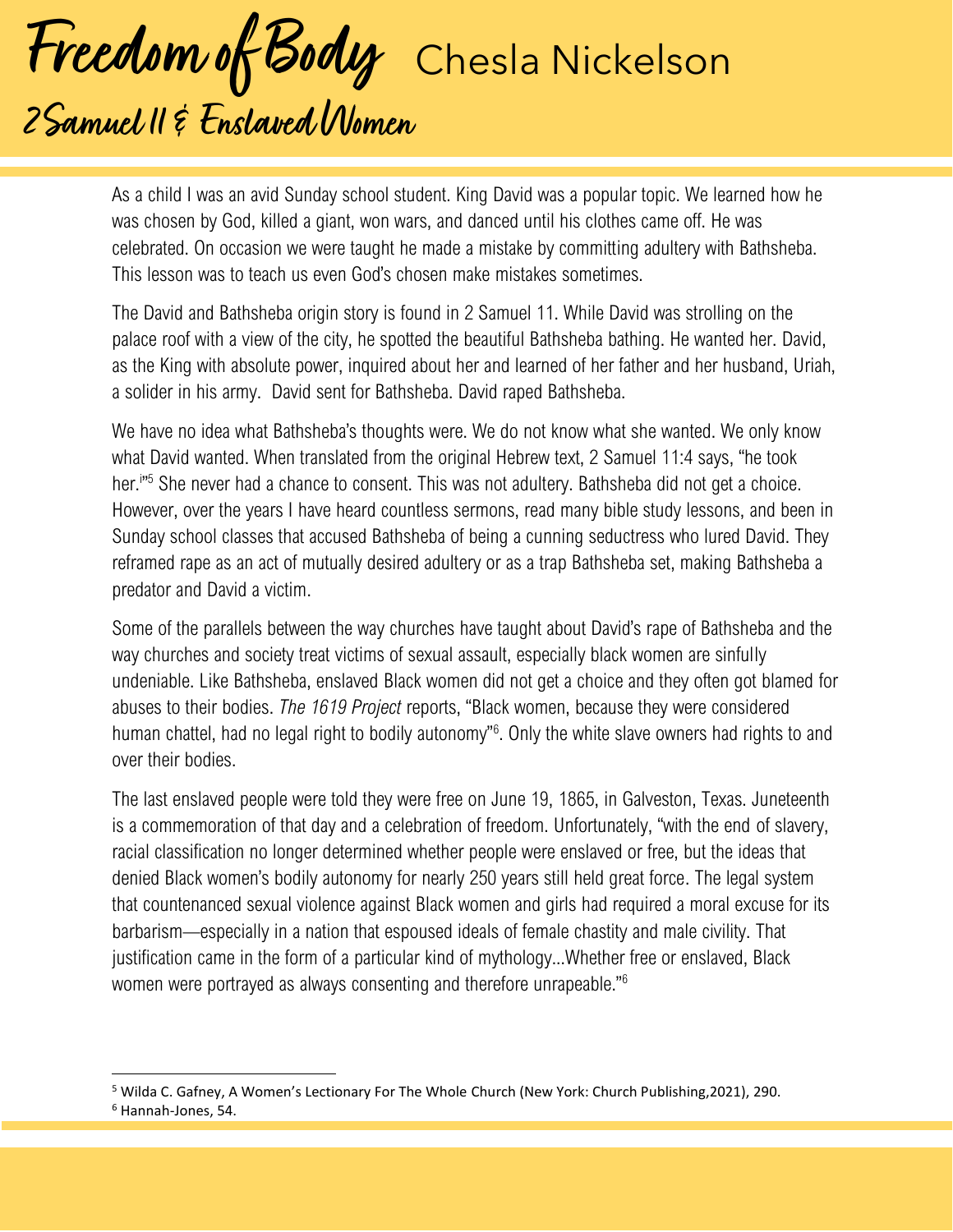# Freedom of Body

## 2 Samuel 11 & Enslaved Women

Chesla Nickelson

As a child I was an avid Sunday school student. King David was a popular topic. We learned how he was chosen by God, killed a giant, won wars, and danced until his clothes came off. He was celebrated. On occasion we were taught he made a mistake by committing adultery with Bathsheba. This lesson was to teach us even God's chosen make mistakes sometimes.

The David and Bathsheba origin story is found in 2 Samuel 11. While David was strolling on the palace roof with a view of the city, he spotted the beautiful Bathsheba bathing. He wanted her. David, as the King with absolute power, inquired about her and learned of her father and her husband, Uriah, a solider in his army. David sent for Bathsheba. David raped Bathsheba.

We have no idea what Bathsheba's thoughts were. We do not know what she wanted. We only know what David wanted. When translated from the original Hebrew text, 2 Samuel 11:4 says, "he took her."[5] She never had a chance to consent. This was not adultery. Bathsheba did not get a choice. However, over the years I have heard countless sermons, read many bible study lessons, and been in Sunday school classes that accused Bathsheba of being a cunning seductress who lured David. They reframed rape as an act of mutually desired adultery or as a trap Bathsheba set, making Bathsheba a predator and David a victim.

Some of the parallels between the way churches have taught about David's rape of Bathsheba and the way churches and society treat victims of sexual assault, especially black women are sinfully undeniable. Like Bathsheba, enslaved Black women did not get a choice and they often got blamed for abuses to their bodies. *The 1619 Project* reports, "Black women, because they were considered human chattel, had no legal right to bodily autonomy"[6]. Only the white slave owners had rights to and over their bodies.

The last enslaved people were told they were free on June 19, 1865, in Galveston, Texas. Juneteenth is a commemoration of that day and a celebration of freedom. Unfortunately, "with the end of slavery, racial classification no longer determined whether people were enslaved or free, but the ideas that denied Black women's bodily autonomy for nearly 250 years still held great force. The legal system that countenanced sexual violence against Black women and girls had required a moral excuse for its barbarism—especially in a nation that espoused ideals of female chastity and male civility. That justification came in the form of a particular kind of mythology…Whether free or enslaved, Black women were portrayed as always consenting and therefore unrapeable."[6]

---

[5] Wilda C. Gafney, A Women's Lectionary For The Whole Church (New York: Church Publishing,2021), 290.

[6] Hannah-Jones, 54.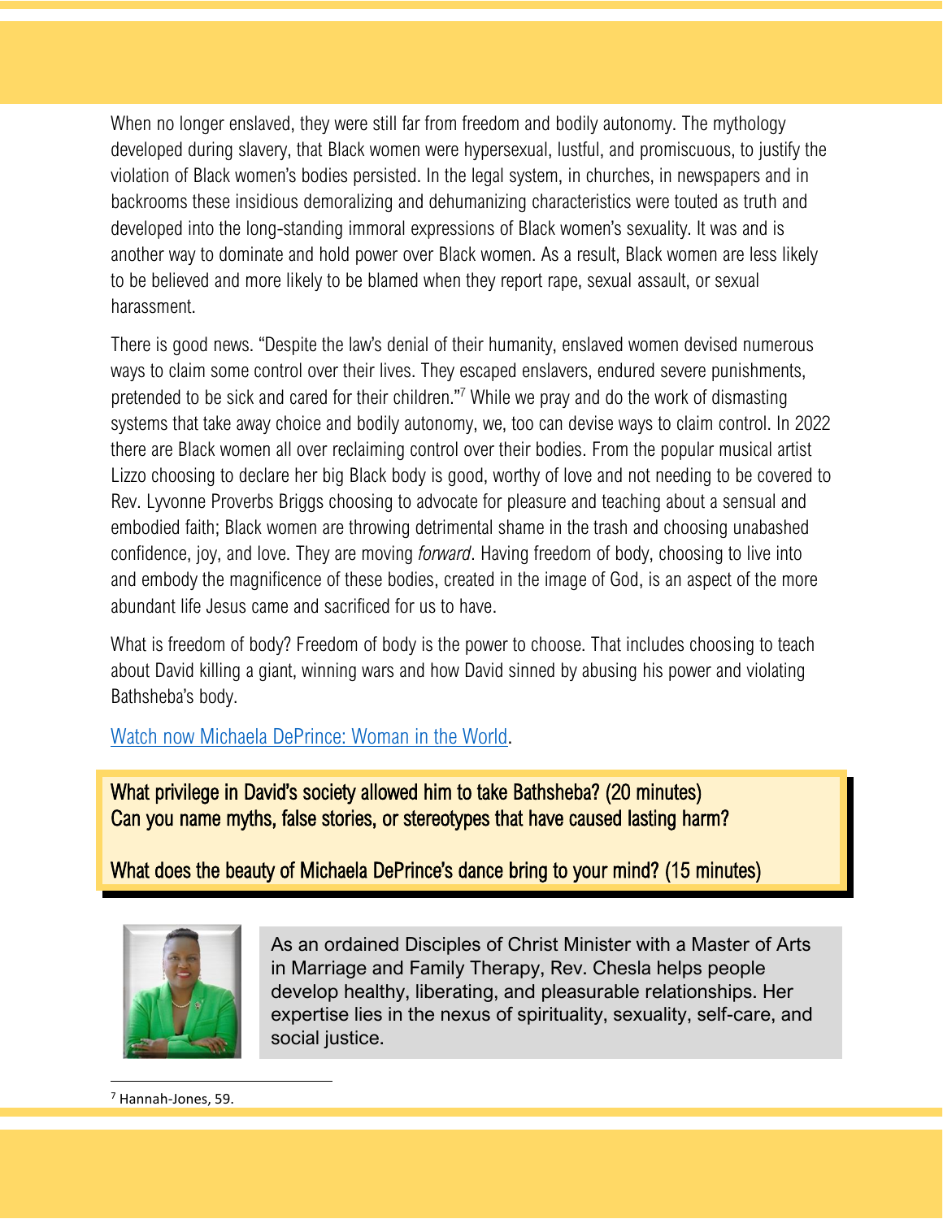When no longer enslaved, they were still far from freedom and bodily autonomy. The mythology developed during slavery, that Black women were hypersexual, lustful, and promiscuous, to justify the violation of Black women's bodies persisted. In the legal system, in churches, in newspapers and in backrooms these insidious demoralizing and dehumanizing characteristics were touted as truth and developed into the long-standing immoral expressions of Black women's sexuality. It was and is another way to dominate and hold power over Black women. As a result, Black women are less likely to be believed and more likely to be blamed when they report rape, sexual assault, or sexual harassment.

There is good news. "Despite the law's denial of their humanity, enslaved women devised numerous ways to claim some control over their lives. They escaped enslavers, endured severe punishments, pretended to be sick and cared for their children."[7] While we pray and do the work of dismasting systems that take away choice and bodily autonomy, we, too can devise ways to claim control. In 2022 there are Black women all over reclaiming control over their bodies. From the popular musical artist Lizzo choosing to declare her big Black body is good, worthy of love and not needing to be covered to Rev. Lyvonne Proverbs Briggs choosing to advocate for pleasure and teaching about a sensual and embodied faith; Black women are throwing detrimental shame in the trash and choosing unabashed confidence, joy, and love. They are moving *forward*. Having freedom of body, choosing to live into and embody the magnificence of these bodies, created in the image of God, is an aspect of the more abundant life Jesus came and sacrificed for us to have.

What is freedom of body? Freedom of body is the power to choose. That includes choosing to teach about David killing a giant, winning wars and how David sinned by abusing his power and violating Bathsheba's body.

[Watch now Michaela DePrince: Woman in the World].

What privilege in David's society allowed him to take Bathsheba? (20 minutes)
Can you name myths, false stories, or stereotypes that have caused lasting harm?

What does the beauty of Michaela DePrince's dance bring to your mind? (15 minutes)

As an ordained Disciples of Christ Minister with a Master of Arts in Marriage and Family Therapy, Rev. Chesla helps people develop healthy, liberating, and pleasurable relationships. Her expertise lies in the nexus of spirituality, sexuality, self-care, and social justice.

---

[7] Hannah-Jones, 59.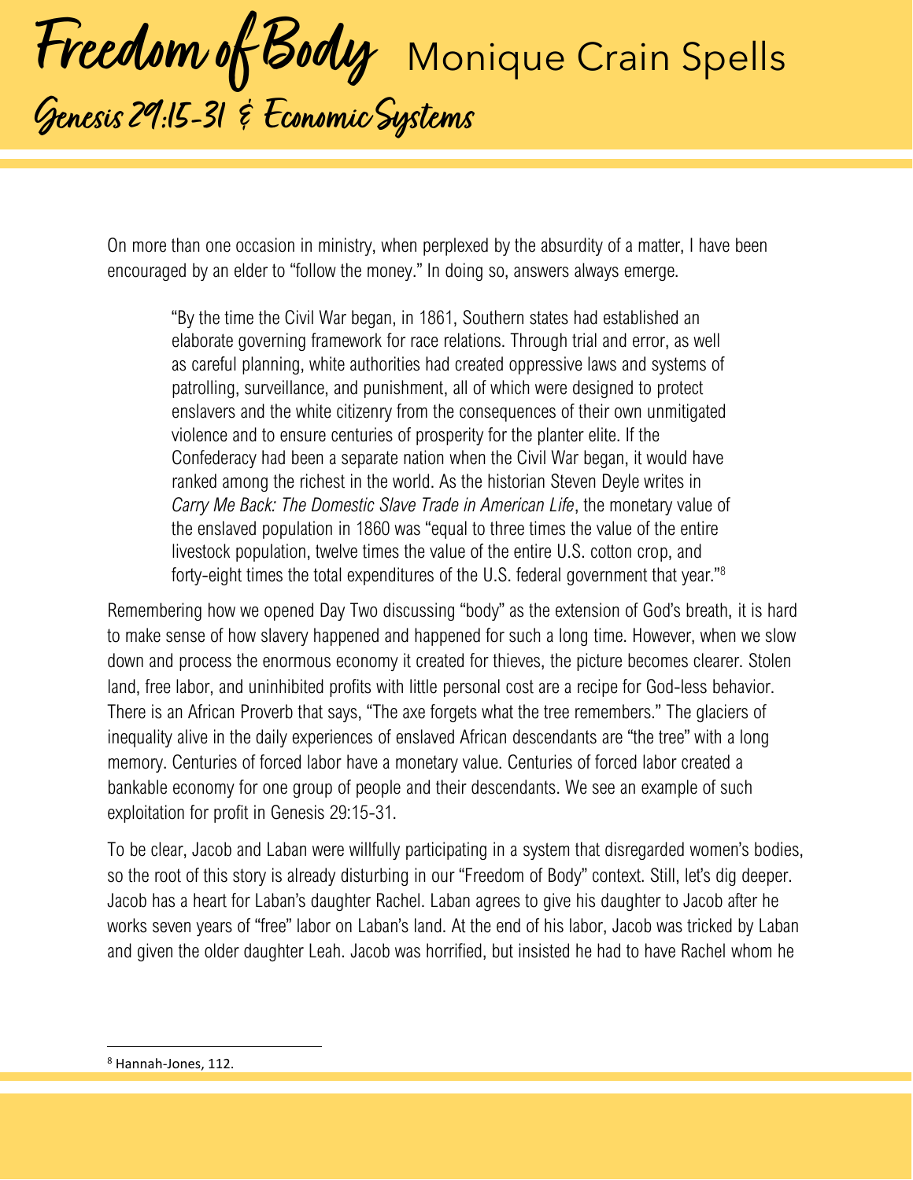On more than one occasion in ministry, when perplexed by the absurdity of a matter, I have been encouraged by an elder to "follow the money." In doing so, answers always emerge.

> "By the time the Civil War began, in 1861, Southern states had established an elaborate governing framework for race relations. Through trial and error, as well as careful planning, white authorities had created oppressive laws and systems of patrolling, surveillance, and punishment, all of which were designed to protect enslavers and the white citizenry from the consequences of their own unmitigated violence and to ensure centuries of prosperity for the planter elite. If the Confederacy had been a separate nation when the Civil War began, it would have ranked among the richest in the world. As the historian Steven Deyle writes in *Carry Me Back: The Domestic Slave Trade in American Life*, the monetary value of the enslaved population in 1860 was "equal to three times the value of the entire livestock population, twelve times the value of the entire U.S. cotton crop, and forty-eight times the total expenditures of the U.S. federal government that year."[8]

Remembering how we opened Day Two discussing "body" as the extension of God's breath, it is hard to make sense of how slavery happened and happened for such a long time. However, when we slow down and process the enormous economy it created for thieves, the picture becomes clearer. Stolen land, free labor, and uninhibited profits with little personal cost are a recipe for God-less behavior. There is an African Proverb that says, "The axe forgets what the tree remembers." The glaciers of inequality alive in the daily experiences of enslaved African descendants are "the tree" with a long memory. Centuries of forced labor have a monetary value. Centuries of forced labor created a bankable economy for one group of people and their descendants. We see an example of such exploitation for profit in Genesis 29:15-31.

To be clear, Jacob and Laban were willfully participating in a system that disregarded women's bodies, so the root of this story is already disturbing in our "Freedom of Body" context. Still, let's dig deeper. Jacob has a heart for Laban's daughter Rachel. Laban agrees to give his daughter to Jacob after he works seven years of "free" labor on Laban's land. At the end of his labor, Jacob was tricked by Laban and given the older daughter Leah. Jacob was horrified, but insisted he had to have Rachel whom he

[8] Hannah-Jones, 112.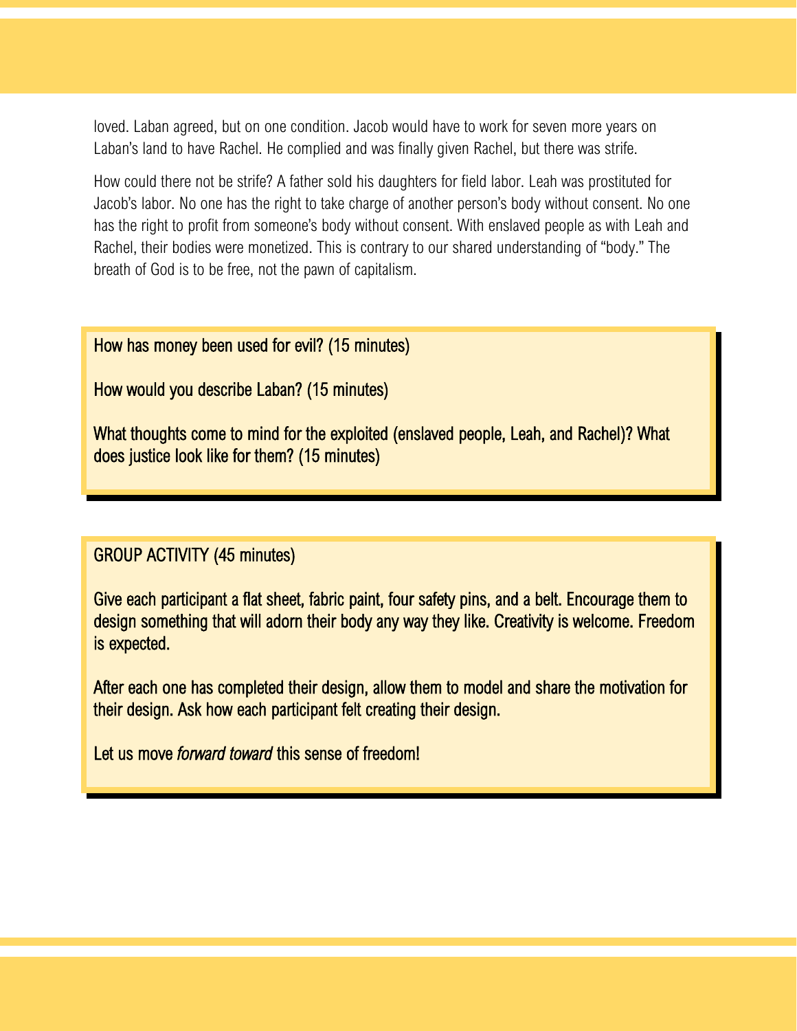loved. Laban agreed, but on one condition. Jacob would have to work for seven more years on Laban's land to have Rachel. He complied and was finally given Rachel, but there was strife.

How could there not be strife? A father sold his daughters for field labor. Leah was prostituted for Jacob's labor. No one has the right to take charge of another person's body without consent. No one has the right to profit from someone's body without consent. With enslaved people as with Leah and Rachel, their bodies were monetized. This is contrary to our shared understanding of "body." The breath of God is to be free, not the pawn of capitalism.

How has money been used for evil? (15 minutes)

How would you describe Laban? (15 minutes)

What thoughts come to mind for the exploited (enslaved people, Leah, and Rachel)? What does justice look like for them? (15 minutes)

GROUP ACTIVITY (45 minutes)

Give each participant a flat sheet, fabric paint, four safety pins, and a belt. Encourage them to design something that will adorn their body any way they like. Creativity is welcome. Freedom is expected.

After each one has completed their design, allow them to model and share the motivation for their design. Ask how each participant felt creating their design.

Let us move *forward toward* this sense of freedom!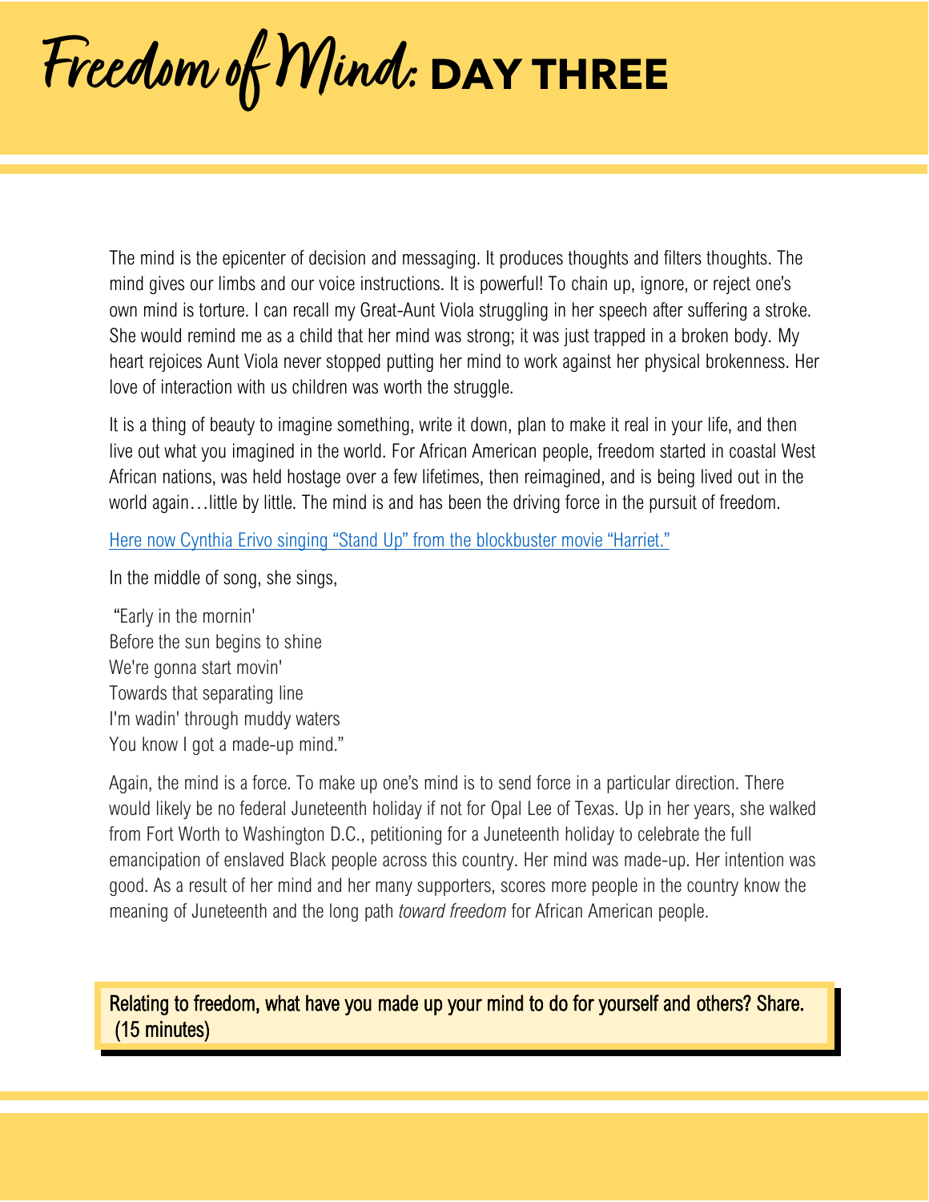# Freedom of Mind: DAY THREE

The mind is the epicenter of decision and messaging. It produces thoughts and filters thoughts. The mind gives our limbs and our voice instructions. It is powerful! To chain up, ignore, or reject one's own mind is torture. I can recall my Great-Aunt Viola struggling in her speech after suffering a stroke. She would remind me as a child that her mind was strong; it was just trapped in a broken body. My heart rejoices Aunt Viola never stopped putting her mind to work against her physical brokenness. Her love of interaction with us children was worth the struggle.

It is a thing of beauty to imagine something, write it down, plan to make it real in your life, and then live out what you imagined in the world. For African American people, freedom started in coastal West African nations, was held hostage over a few lifetimes, then reimagined, and is being lived out in the world again…little by little. The mind is and has been the driving force in the pursuit of freedom.

[Here now Cynthia Erivo singing "Stand Up" from the blockbuster movie "Harriet."]

In the middle of song, she sings,

"Early in the mornin'
Before the sun begins to shine
We're gonna start movin'
Towards that separating line
I'm wadin' through muddy waters
You know I got a made-up mind."

Again, the mind is a force. To make up one's mind is to send force in a particular direction. There would likely be no federal Juneteenth holiday if not for Opal Lee of Texas. Up in her years, she walked from Fort Worth to Washington D.C., petitioning for a Juneteenth holiday to celebrate the full emancipation of enslaved Black people across this country. Her mind was made-up. Her intention was good. As a result of her mind and her many supporters, scores more people in the country know the meaning of Juneteenth and the long path *toward freedom* for African American people.

Relating to freedom, what have you made up your mind to do for yourself and others? Share. (15 minutes)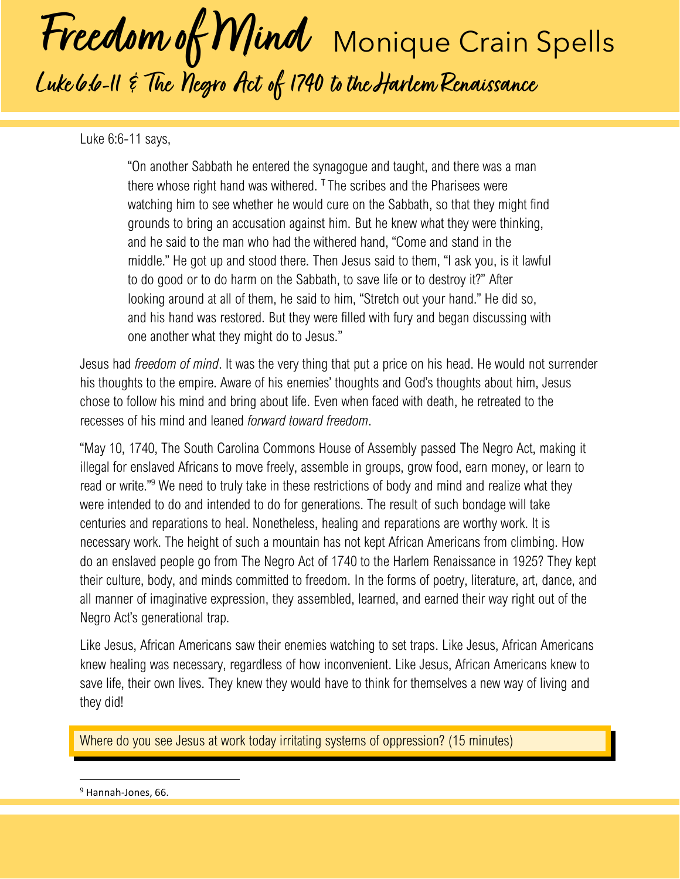# Freedom of Mind Monique Crain Spells

## Luke 6:6-11 & The Negro Act of 1740 to the Harlem Renaissance

Luke 6:6-11 says,

> "On another Sabbath he entered the synagogue and taught, and there was a man there whose right hand was withered. [T] The scribes and the Pharisees were watching him to see whether he would cure on the Sabbath, so that they might find grounds to bring an accusation against him. But he knew what they were thinking, and he said to the man who had the withered hand, "Come and stand in the middle." He got up and stood there. Then Jesus said to them, "I ask you, is it lawful to do good or to do harm on the Sabbath, to save life or to destroy it?" After looking around at all of them, he said to him, "Stretch out your hand." He did so, and his hand was restored. But they were filled with fury and began discussing with one another what they might do to Jesus."

Jesus had *freedom of mind*. It was the very thing that put a price on his head. He would not surrender his thoughts to the empire. Aware of his enemies' thoughts and God's thoughts about him, Jesus chose to follow his mind and bring about life. Even when faced with death, he retreated to the recesses of his mind and leaned *forward toward freedom*.

"May 10, 1740, The South Carolina Commons House of Assembly passed The Negro Act, making it illegal for enslaved Africans to move freely, assemble in groups, grow food, earn money, or learn to read or write."[9] We need to truly take in these restrictions of body and mind and realize what they were intended to do and intended to do for generations. The result of such bondage will take centuries and reparations to heal. Nonetheless, healing and reparations are worthy work. It is necessary work. The height of such a mountain has not kept African Americans from climbing. How do an enslaved people go from The Negro Act of 1740 to the Harlem Renaissance in 1925? They kept their culture, body, and minds committed to freedom. In the forms of poetry, literature, art, dance, and all manner of imaginative expression, they assembled, learned, and earned their way right out of the Negro Act's generational trap.

Like Jesus, African Americans saw their enemies watching to set traps. Like Jesus, African Americans knew healing was necessary, regardless of how inconvenient. Like Jesus, African Americans knew to save life, their own lives. They knew they would have to think for themselves a new way of living and they did!

Where do you see Jesus at work today irritating systems of oppression? (15 minutes)

---

[9] Hannah-Jones, 66.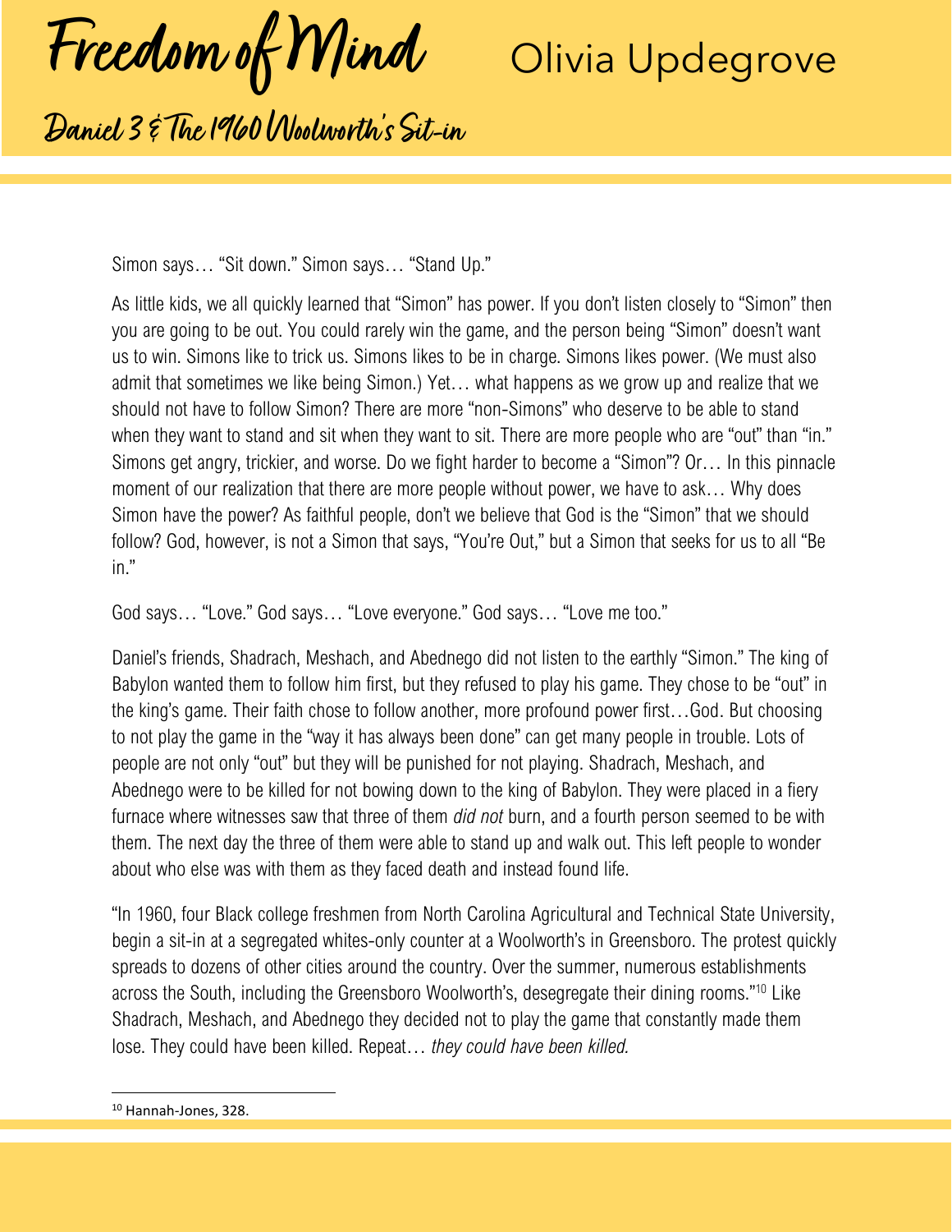# Daniel 3 & The 1960 Woolworth's Sit-in

Simon says… "Sit down." Simon says… "Stand Up."

As little kids, we all quickly learned that "Simon" has power. If you don't listen closely to "Simon" then you are going to be out. You could rarely win the game, and the person being "Simon" doesn't want us to win. Simons like to trick us. Simons likes to be in charge. Simons likes power. (We must also admit that sometimes we like being Simon.) Yet… what happens as we grow up and realize that we should not have to follow Simon? There are more "non-Simons" who deserve to be able to stand when they want to stand and sit when they want to sit. There are more people who are "out" than "in." Simons get angry, trickier, and worse. Do we fight harder to become a "Simon"? Or… In this pinnacle moment of our realization that there are more people without power, we have to ask… Why does Simon have the power? As faithful people, don't we believe that God is the "Simon" that we should follow? God, however, is not a Simon that says, "You're Out," but a Simon that seeks for us to all "Be in."

God says… "Love." God says… "Love everyone." God says… "Love me too."

Daniel's friends, Shadrach, Meshach, and Abednego did not listen to the earthly "Simon." The king of Babylon wanted them to follow him first, but they refused to play his game. They chose to be "out" in the king's game. Their faith chose to follow another, more profound power first…God. But choosing to not play the game in the "way it has always been done" can get many people in trouble. Lots of people are not only "out" but they will be punished for not playing. Shadrach, Meshach, and Abednego were to be killed for not bowing down to the king of Babylon. They were placed in a fiery furnace where witnesses saw that three of them *did not* burn, and a fourth person seemed to be with them. The next day the three of them were able to stand up and walk out. This left people to wonder about who else was with them as they faced death and instead found life.

"In 1960, four Black college freshmen from North Carolina Agricultural and Technical State University, begin a sit-in at a segregated whites-only counter at a Woolworth's in Greensboro. The protest quickly spreads to dozens of other cities around the country. Over the summer, numerous establishments across the South, including the Greensboro Woolworth's, desegregate their dining rooms."[10] Like Shadrach, Meshach, and Abednego they decided not to play the game that constantly made them lose. They could have been killed. Repeat… *they could have been killed.*

[10] Hannah-Jones, 328.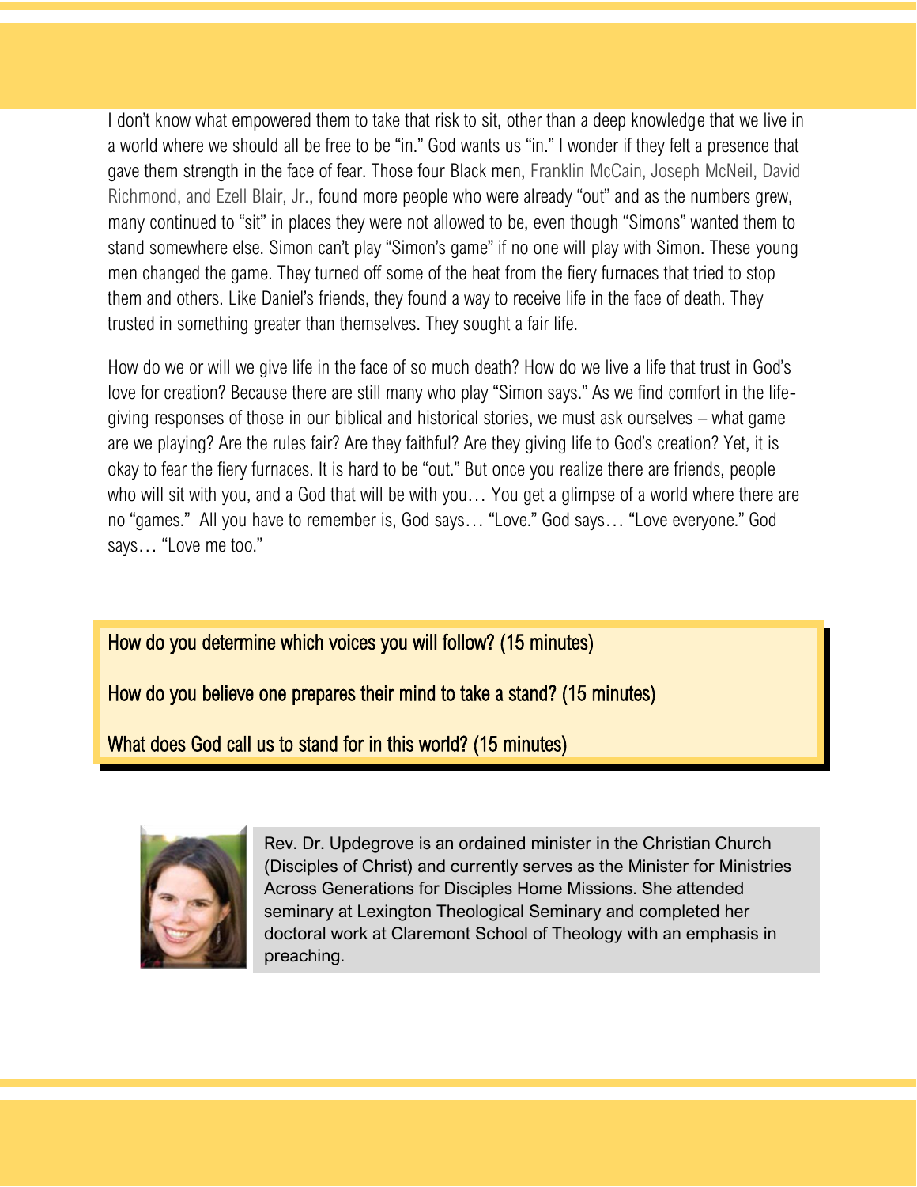I don't know what empowered them to take that risk to sit, other than a deep knowledge that we live in a world where we should all be free to be "in." God wants us "in." I wonder if they felt a presence that gave them strength in the face of fear. Those four Black men, Franklin McCain, Joseph McNeil, David Richmond, and Ezell Blair, Jr., found more people who were already "out" and as the numbers grew, many continued to "sit" in places they were not allowed to be, even though "Simons" wanted them to stand somewhere else. Simon can't play "Simon's game" if no one will play with Simon. These young men changed the game. They turned off some of the heat from the fiery furnaces that tried to stop them and others. Like Daniel's friends, they found a way to receive life in the face of death. They trusted in something greater than themselves. They sought a fair life.

How do we or will we give life in the face of so much death? How do we live a life that trust in God's love for creation? Because there are still many who play "Simon says." As we find comfort in the life-giving responses of those in our biblical and historical stories, we must ask ourselves – what game are we playing? Are the rules fair? Are they faithful? Are they giving life to God's creation? Yet, it is okay to fear the fiery furnaces. It is hard to be "out." But once you realize there are friends, people who will sit with you, and a God that will be with you… You get a glimpse of a world where there are no "games." All you have to remember is, God says… "Love." God says… "Love everyone." God says… "Love me too."

How do you determine which voices you will follow? (15 minutes)

How do you believe one prepares their mind to take a stand? (15 minutes)

What does God call us to stand for in this world? (15 minutes)

Rev. Dr. Updegrove is an ordained minister in the Christian Church (Disciples of Christ) and currently serves as the Minister for Ministries Across Generations for Disciples Home Missions. She attended seminary at Lexington Theological Seminary and completed her doctoral work at Claremont School of Theology with an emphasis in preaching.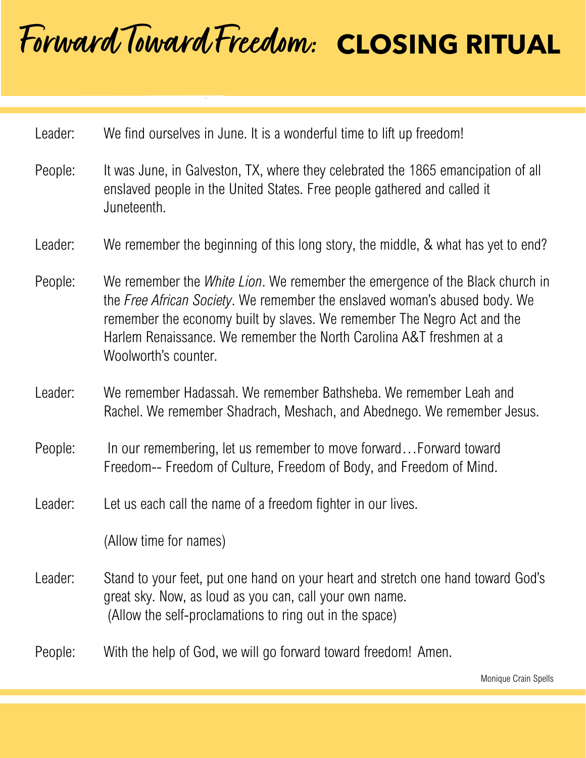# Forward Toward Freedom: **CLOSING RITUAL**

Leader: We find ourselves in June. It is a wonderful time to lift up freedom!

People: It was June, in Galveston, TX, where they celebrated the 1865 emancipation of all enslaved people in the United States. Free people gathered and called it Juneteenth.

Leader: We remember the beginning of this long story, the middle, & what has yet to end?

People: We remember the *White Lion*. We remember the emergence of the Black church in the *Free African Society*. We remember the enslaved woman's abused body. We remember the economy built by slaves. We remember The Negro Act and the Harlem Renaissance. We remember the North Carolina A&T freshmen at a Woolworth's counter.

Leader: We remember Hadassah. We remember Bathsheba. We remember Leah and Rachel. We remember Shadrach, Meshach, and Abednego. We remember Jesus.

People: In our remembering, let us remember to move forward…Forward toward Freedom-- Freedom of Culture, Freedom of Body, and Freedom of Mind.

Leader: Let us each call the name of a freedom fighter in our lives.

(Allow time for names)

Leader: Stand to your feet, put one hand on your heart and stretch one hand toward God's great sky. Now, as loud as you can, call your own name.
(Allow the self-proclamations to ring out in the space)

People: With the help of God, we will go forward toward freedom! Amen.

Monique Crain Spells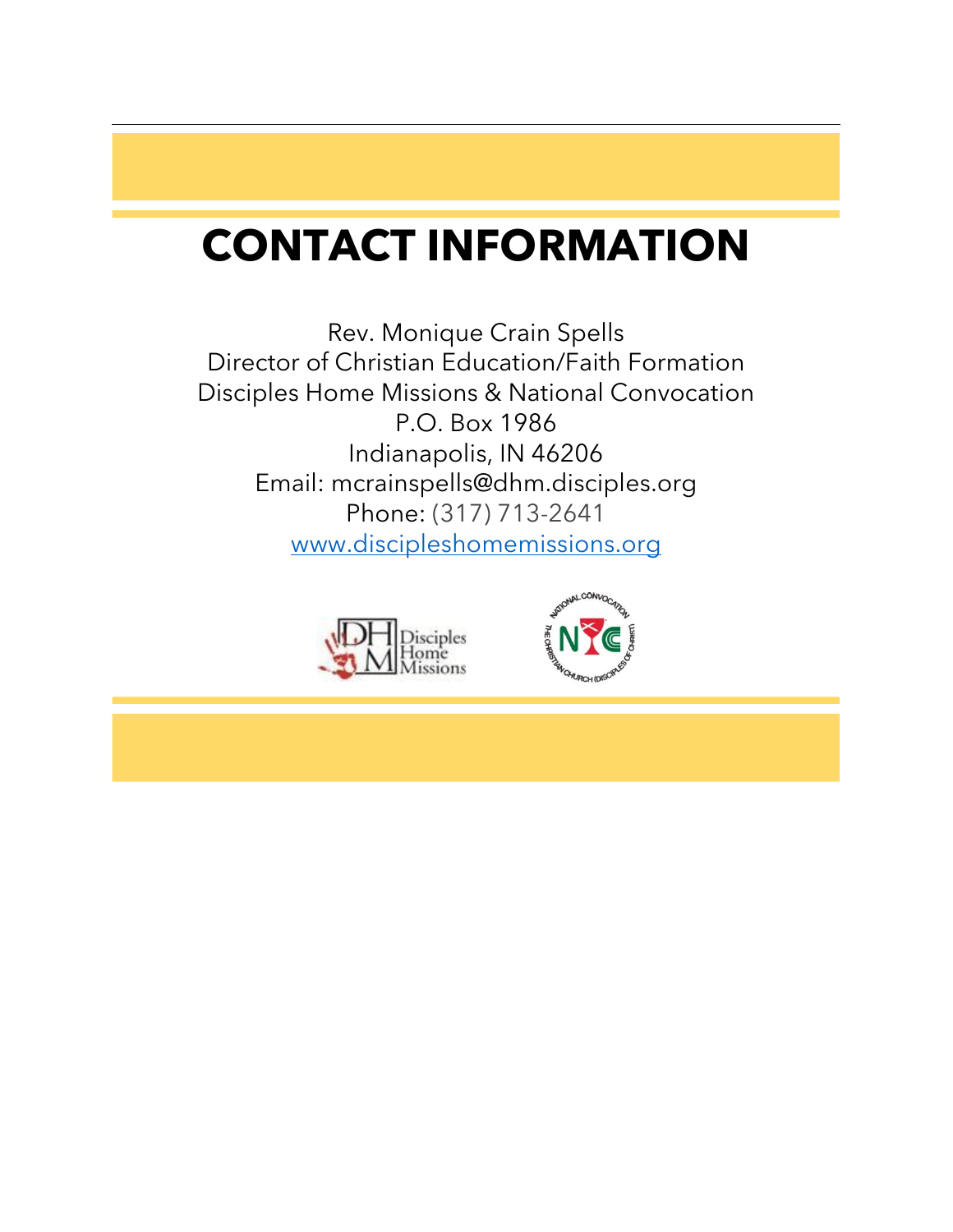# CONTACT INFORMATION

Rev. Monique Crain Spells
Director of Christian Education/Faith Formation
Disciples Home Missions & National Convocation
P.O. Box 1986
Indianapolis, IN 46206
Email: mcrainspells@dhm.disciples.org
Phone: (317) 713-2641
www.discipleshomemissions.org